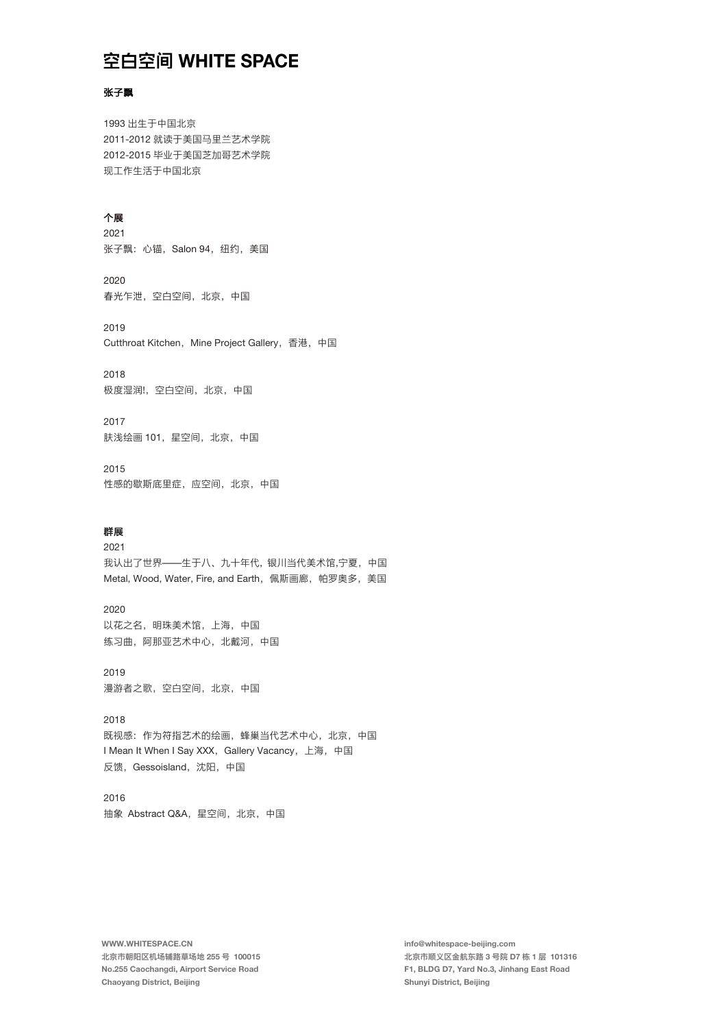# 空白空间 WHITE SPACE

**张子飘**

1993 出生于中国北京
2011-2012 就读于美国马里兰艺术学院
2012-2015 毕业于美国芝加哥艺术学院
现工作生活于中国北京

**个展**

2021
张子飘：心锚，Salon 94，纽约，美国

2020
春光乍泄，空白空间，北京，中国

2019
Cutthroat Kitchen，Mine Project Gallery，香港，中国

2018
极度湿润!，空白空间，北京，中国

2017
肤浅绘画 101，星空间，北京，中国

2015
性感的歇斯底里症，应空间，北京，中国

**群展**

2021
我认出了世界——生于八、九十年代，银川当代美术馆,宁夏，中国
Metal, Wood, Water, Fire, and Earth，佩斯画廊，帕罗奥多，美国

2020
以花之名，明珠美术馆，上海，中国
练习曲，阿那亚艺术中心，北戴河，中国

2019
漫游者之歌，空白空间，北京，中国

2018
既视感：作为符指艺术的绘画，蜂巢当代艺术中心，北京，中国
I Mean It When I Say XXX，Gallery Vacancy，上海，中国
反馈，Gessoisland，沈阳，中国

2016
抽象 Abstract Q&A，星空间，北京，中国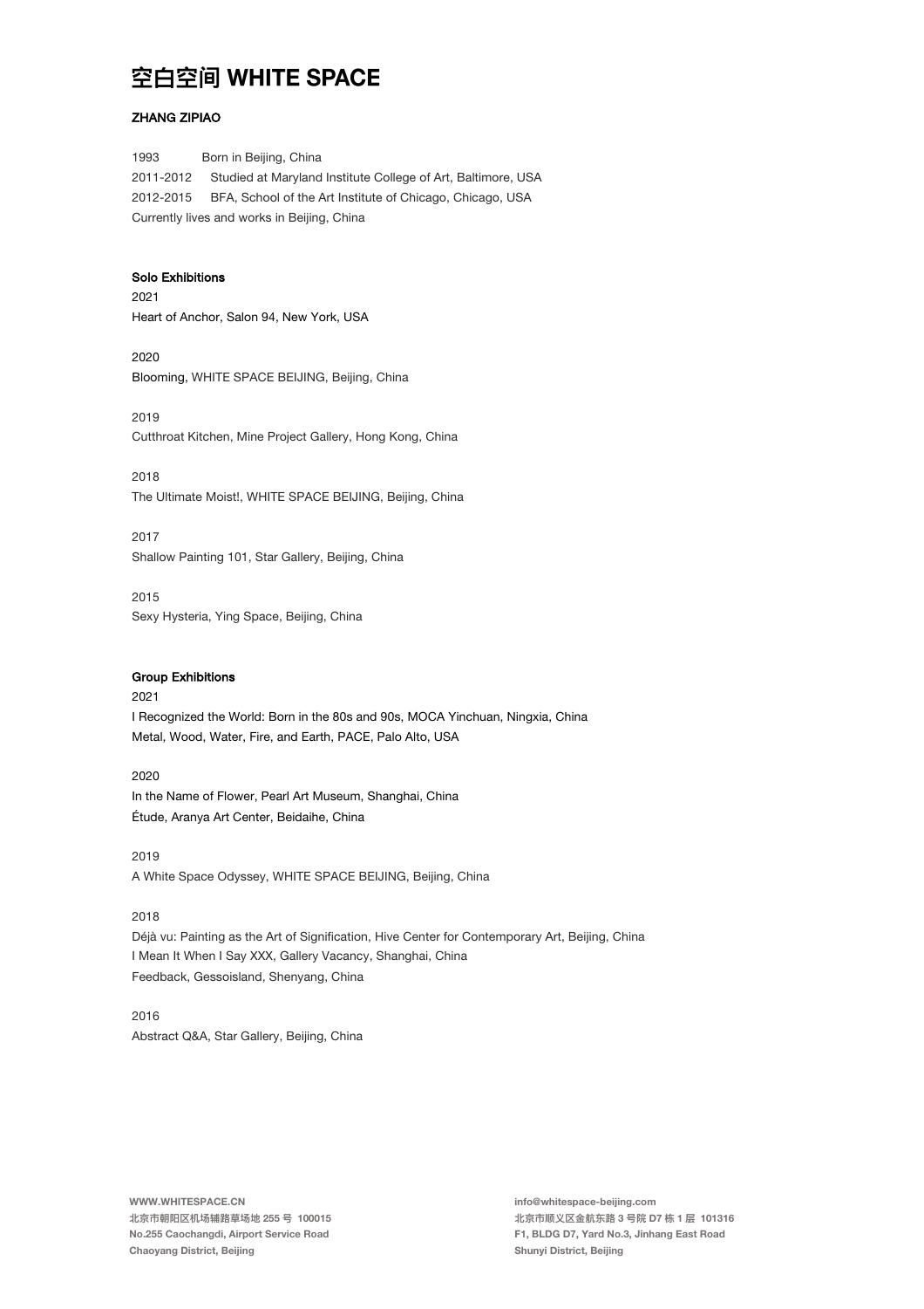# 空白空间 WHITE SPACE

## ZHANG ZIPIAO

1993 Born in Beijing, China
2011-2012 Studied at Maryland Institute College of Art, Baltimore, USA
2012-2015 BFA, School of the Art Institute of Chicago, Chicago, USA
Currently lives and works in Beijing, China

### Solo Exhibitions

2021
Heart of Anchor, Salon 94, New York, USA

2020
Blooming, WHITE SPACE BEIJING, Beijing, China

2019
Cutthroat Kitchen, Mine Project Gallery, Hong Kong, China

2018
The Ultimate Moist!, WHITE SPACE BEIJING, Beijing, China

2017
Shallow Painting 101, Star Gallery, Beijing, China

2015
Sexy Hysteria, Ying Space, Beijing, China

### Group Exhibitions

2021
I Recognized the World: Born in the 80s and 90s, MOCA Yinchuan, Ningxia, China
Metal, Wood, Water, Fire, and Earth, PACE, Palo Alto, USA

2020
In the Name of Flower, Pearl Art Museum, Shanghai, China
Étude, Aranya Art Center, Beidaihe, China

2019
A White Space Odyssey, WHITE SPACE BEIJING, Beijing, China

2018
Déjà vu: Painting as the Art of Signification, Hive Center for Contemporary Art, Beijing, China
I Mean It When I Say XXX, Gallery Vacancy, Shanghai, China
Feedback, Gessoisland, Shenyang, China

2016
Abstract Q&A, Star Gallery, Beijing, China

**WWW.WHITESPACE.CN**
**北京市朝阳区机场辅路草场地 255 号 100015**
**No.255 Caochangdi, Airport Service Road**
**Chaoyang District, Beijing**

**info@whitespace-beijing.com**
**北京市顺义区金航东路 3 号院 D7 栋 1 层 101316**
**F1, BLDG D7, Yard No.3, Jinhang East Road**
**Shunyi District, Beijing**